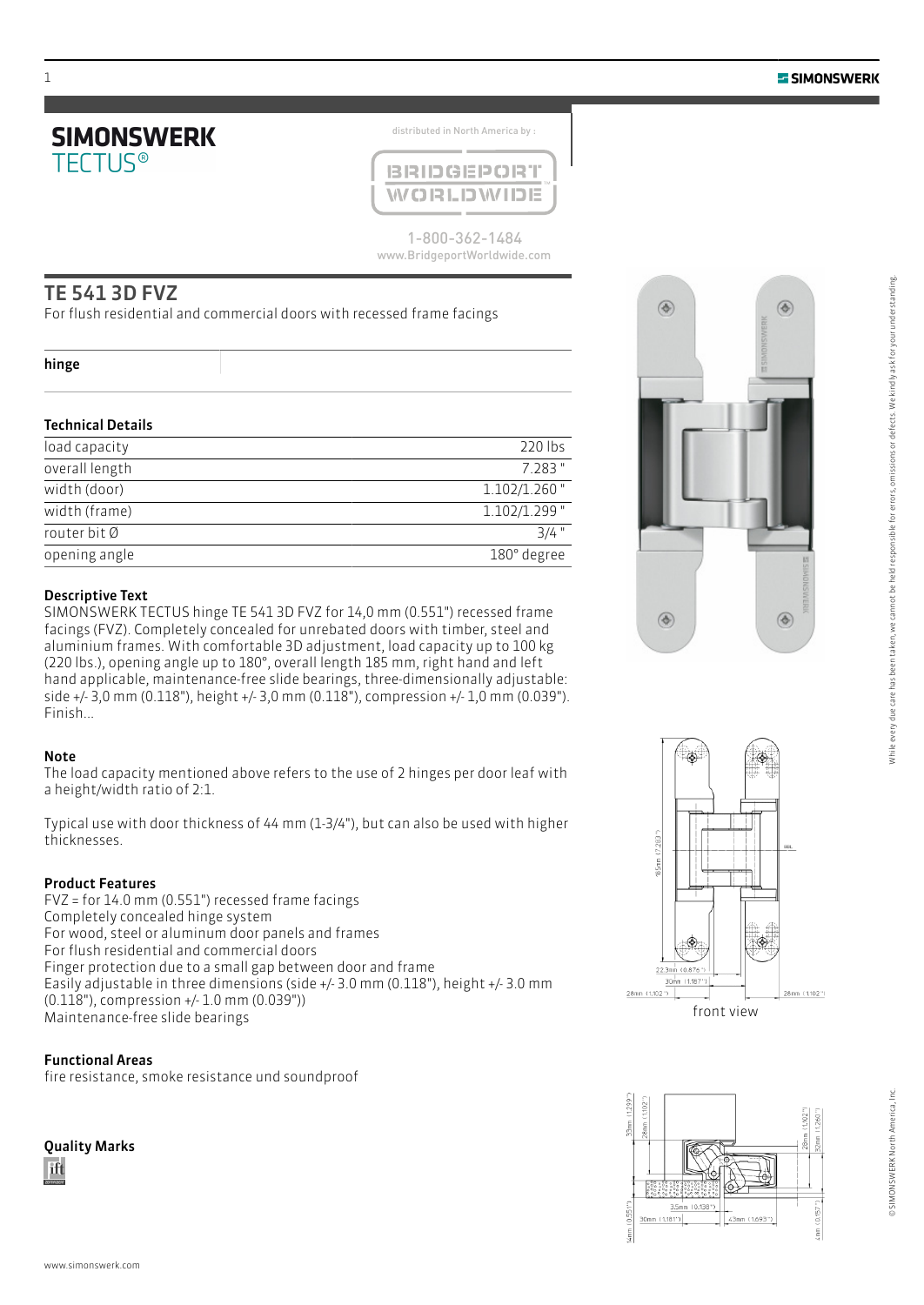# SIMONSWERK TECTUS®

distributed in North America by :

BRIDGEPORT WORLDWIDE

1-800-362-1484
www.BridgeportWorldwide.com

## TE 541 3D FVZ

For flush residential and commercial doors with recessed frame facings

**hinge**

### Technical Details

| | |
|---|---|
| load capacity | 220 lbs |
| overall length | 7.283 " |
| width (door) | 1.102/1.260 " |
| width (frame) | 1.102/1.299 " |
| router bit Ø | 3/4 " |
| opening angle | 180° degree |

### Descriptive Text

SIMONSWERK TECTUS hinge TE 541 3D FVZ for 14,0 mm (0.551") recessed frame facings (FVZ). Completely concealed for unrebated doors with timber, steel and aluminium frames. With comfortable 3D adjustment, load capacity up to 100 kg (220 lbs.), opening angle up to 180°, overall length 185 mm, right hand and left hand applicable, maintenance-free slide bearings, three-dimensionally adjustable: side +/- 3,0 mm (0.118"), height +/- 3,0 mm (0.118"), compression +/- 1,0 mm (0.039"). Finish...

### Note

The load capacity mentioned above refers to the use of 2 hinges per door leaf with a height/width ratio of 2:1.

Typical use with door thickness of 44 mm (1-3/4"), but can also be used with higher thicknesses.

### Product Features

FVZ = for 14.0 mm (0.551") recessed frame facings
Completely concealed hinge system
For wood, steel or aluminum door panels and frames
For flush residential and commercial doors
Finger protection due to a small gap between door and frame
Easily adjustable in three dimensions (side +/- 3.0 mm (0.118"), height +/- 3.0 mm (0.118"), compression +/- 1.0 mm (0.039"))
Maintenance-free slide bearings

### Functional Areas

fire resistance, smoke resistance und soundproof

### Quality Marks

front view

While every due care has been taken, we cannot be held responsible for errors, omissions or defects. We kindly ask for your understanding.

© SIMONSWERK North America, Inc.

www.simonswerk.com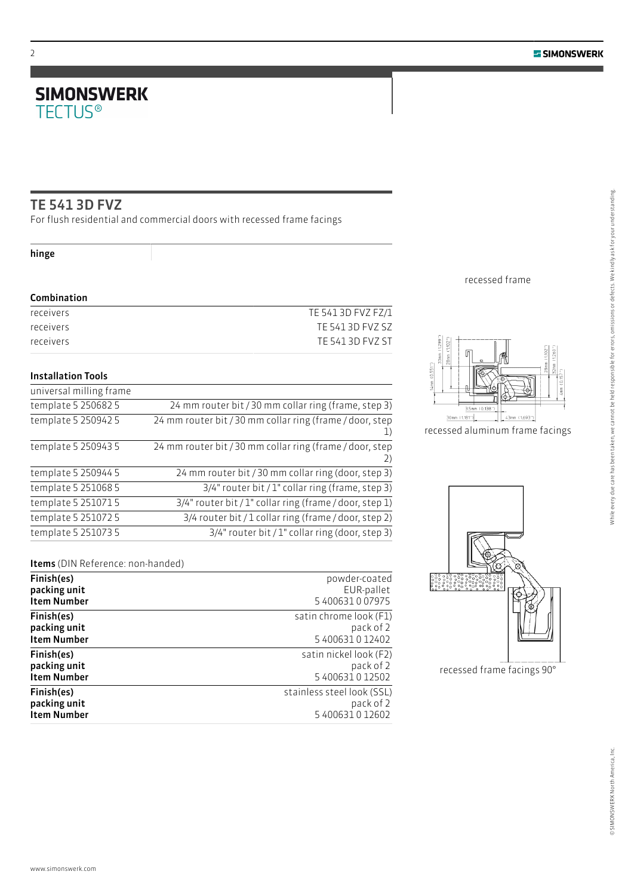**SIMONSWERK**
TECTUS®

## TE 541 3D FVZ

For flush residential and commercial doors with recessed frame facings

**hinge**

### Combination

| | |
|---|---|
| receivers | TE 541 3D FVZ FZ/1 |
| receivers | TE 541 3D FVZ SZ |
| receivers | TE 541 3D FVZ ST |

### Installation Tools

| | |
|---|---|
| universal milling frame | |
| template 5 250682 5 | 24 mm router bit / 30 mm collar ring (frame, step 3) |
| template 5 250942 5 | 24 mm router bit / 30 mm collar ring (frame / door, step 1) |
| template 5 250943 5 | 24 mm router bit / 30 mm collar ring (frame / door, step 2) |
| template 5 250944 5 | 24 mm router bit / 30 mm collar ring (door, step 3) |
| template 5 251068 5 | 3/4" router bit / 1" collar ring (frame, step 3) |
| template 5 251071 5 | 3/4" router bit / 1" collar ring (frame / door, step 1) |
| template 5 251072 5 | 3/4 router bit / 1 collar ring (frame / door, step 2) |
| template 5 251073 5 | 3/4" router bit / 1" collar ring (door, step 3) |

**Items** (DIN Reference: non-handed)

| | |
|---|---|
| **Finish(es)** | powder-coated |
| **packing unit** | EUR-pallet |
| **Item Number** | 5 400631 0 07975 |
| **Finish(es)** | satin chrome look (F1) |
| **packing unit** | pack of 2 |
| **Item Number** | 5 400631 0 12402 |
| **Finish(es)** | satin nickel look (F2) |
| **packing unit** | pack of 2 |
| **Item Number** | 5 400631 0 12502 |
| **Finish(es)** | stainless steel look (SSL) |
| **packing unit** | pack of 2 |
| **Item Number** | 5 400631 0 12602 |

recessed frame

33mm (1.299") 28mm (1.102") 14mm (0.551") 28mm (1.102") 32mm (1.260") 4mm (0.157") 3.5mm (0.138") 30mm (1.181") 43mm (1.693")

recessed aluminum frame facings

recessed frame facings 90°

While every due care has been taken, we cannot be held responsible for errors, omissions or defects. We kindly ask for your understanding.

© SIMONSWERK North America, Inc.

www.simonswerk.com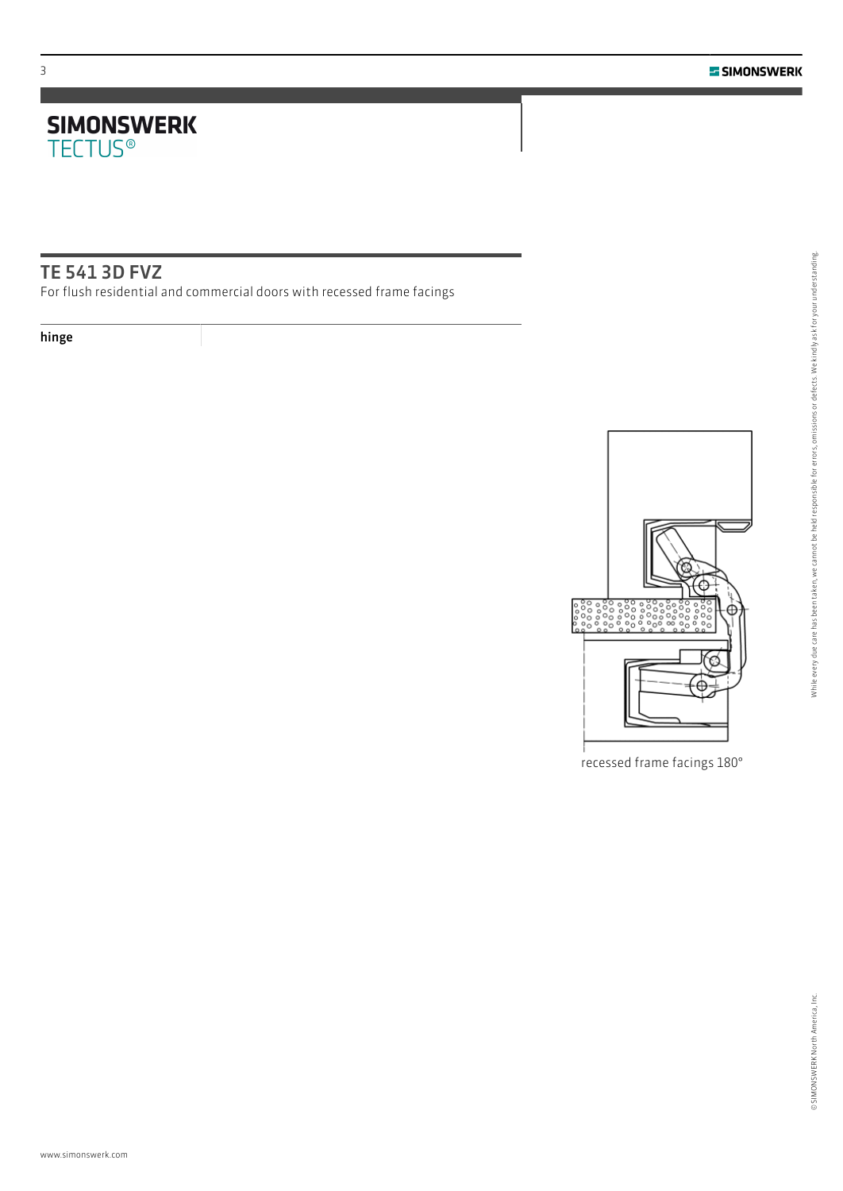**SIMONSWERK**
TECTUS®

## TE 541 3D FVZ

For flush residential and commercial doors with recessed frame facings

**hinge**

recessed frame facings 180°